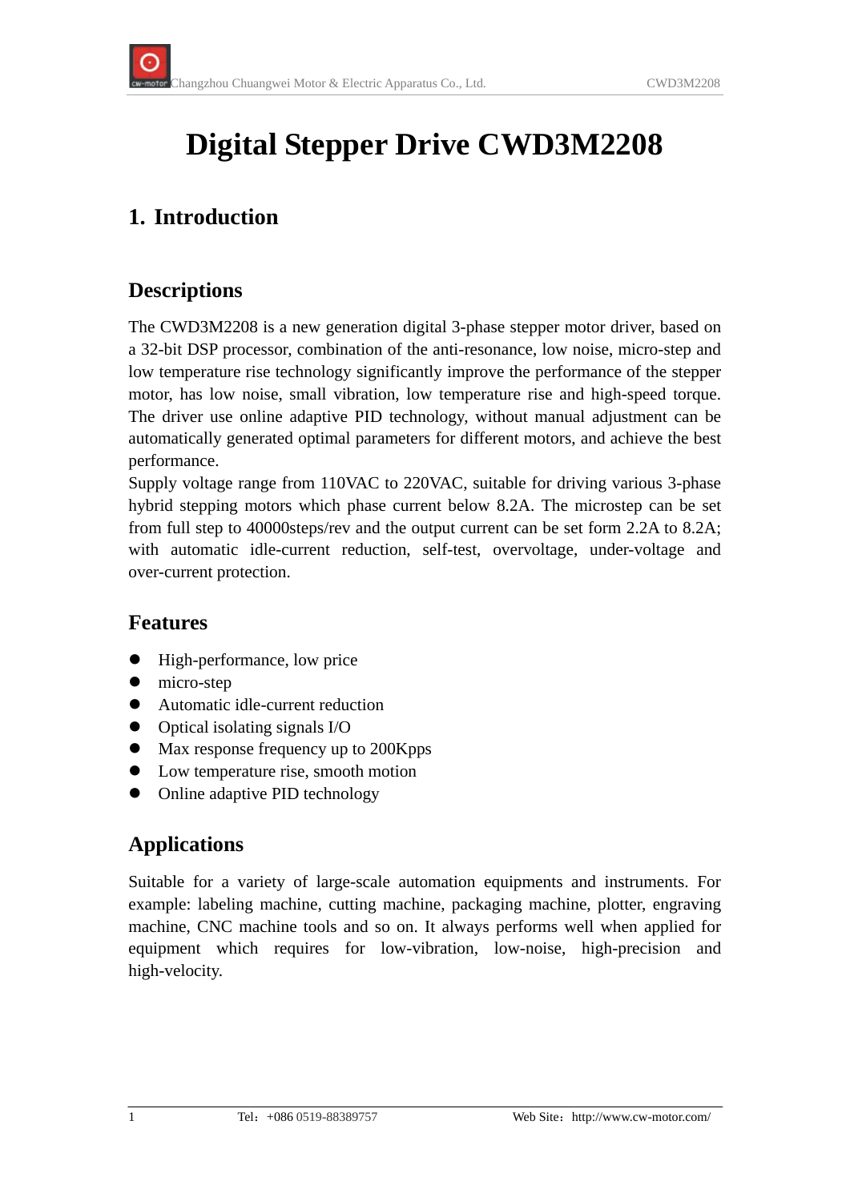# Digital Stepper Drive CWD3M2208

## 1. Introduction

### Descriptions

The CWD3M2208 is a new generation digital 3-phase stepper motor driver, based on a 32-bit DSP processor, combination of the anti-resonance, low noise, micro-step and low temperature rise technology significantly improve the performance of the stepper motor, has low noise, small vibration, low temperature rise and high-speed torque. The driver use online adaptive PID technology, without manual adjustment can be automatically generated optimal parameters for different motors, and achieve the best performance.

Supply voltage range from 110VAC to 220VAC, suitable for driving various 3-phase hybrid stepping motors which phase current below 8.2A. The microstep can be set from full step to 40000steps/rev and the output current can be set form 2.2A to 8.2A; with automatic idle-current reduction, self-test, overvoltage, under-voltage and over-current protection.

### Features

- High-performance, low price
- micro-step
- Automatic idle-current reduction
- Optical isolating signals I/O
- Max response frequency up to 200Kpps
- Low temperature rise, smooth motion
- Online adaptive PID technology

### Applications

Suitable for a variety of large-scale automation equipments and instruments. For example: labeling machine, cutting machine, packaging machine, plotter, engraving machine, CNC machine tools and so on. It always performs well when applied for equipment which requires for low-vibration, low-noise, high-precision and high-velocity.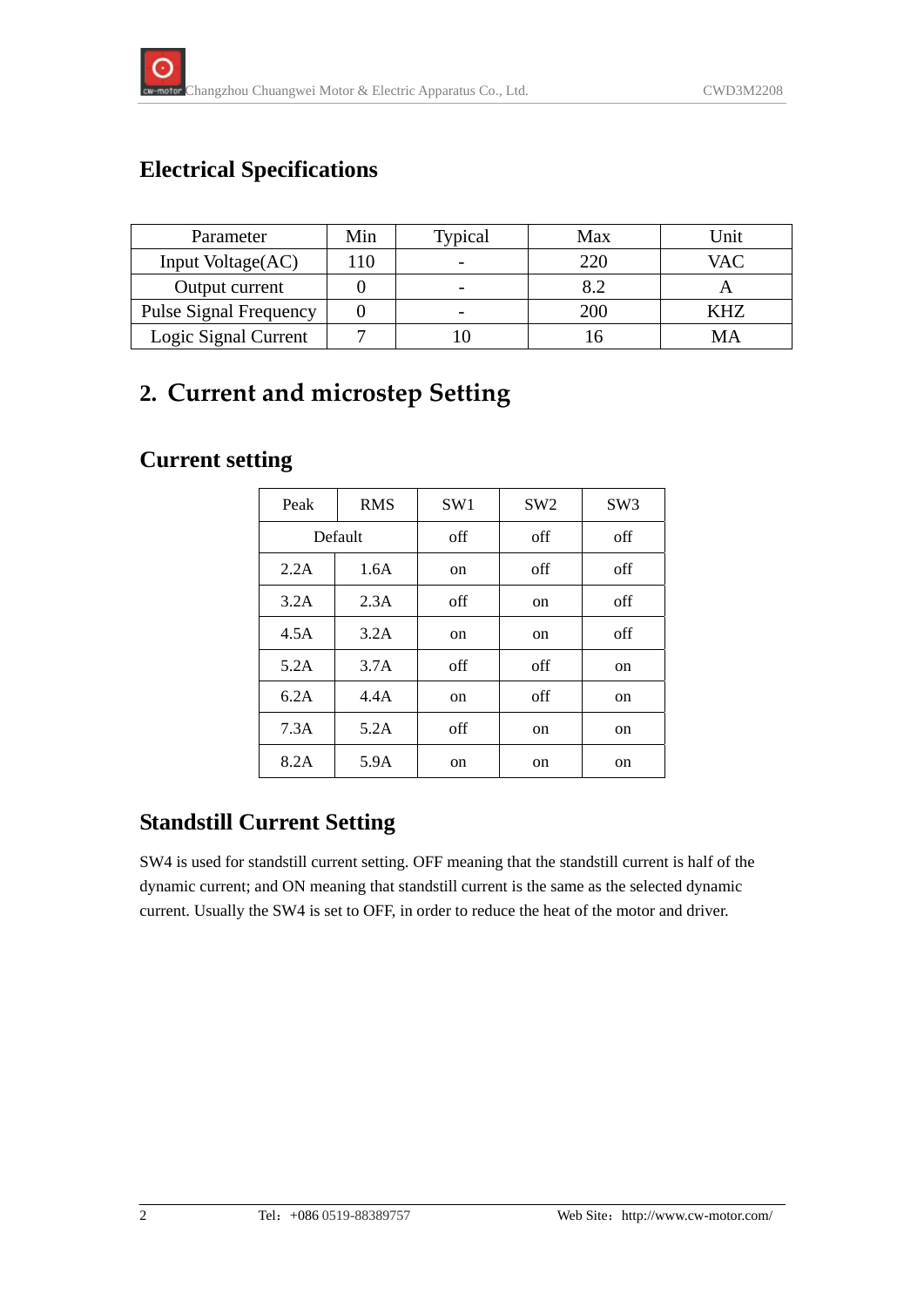## Electrical Specifications

| Parameter | Min | Typical | Max | Unit |
|---|---|---|---|---|
| Input Voltage(AC) | 110 | - | 220 | VAC |
| Output current | 0 | - | 8.2 | A |
| Pulse Signal Frequency | 0 | - | 200 | KHZ |
| Logic Signal Current | 7 | 10 | 16 | MA |

# 2. Current and microstep Setting

## Current setting

| Peak | RMS | SW1 | SW2 | SW3 |
|---|---|---|---|---|
| Default | | off | off | off |
| 2.2A | 1.6A | on | off | off |
| 3.2A | 2.3A | off | on | off |
| 4.5A | 3.2A | on | on | off |
| 5.2A | 3.7A | off | off | on |
| 6.2A | 4.4A | on | off | on |
| 7.3A | 5.2A | off | on | on |
| 8.2A | 5.9A | on | on | on |

## Standstill Current Setting

SW4 is used for standstill current setting. OFF meaning that the standstill current is half of the dynamic current; and ON meaning that standstill current is the same as the selected dynamic current. Usually the SW4 is set to OFF, in order to reduce the heat of the motor and driver.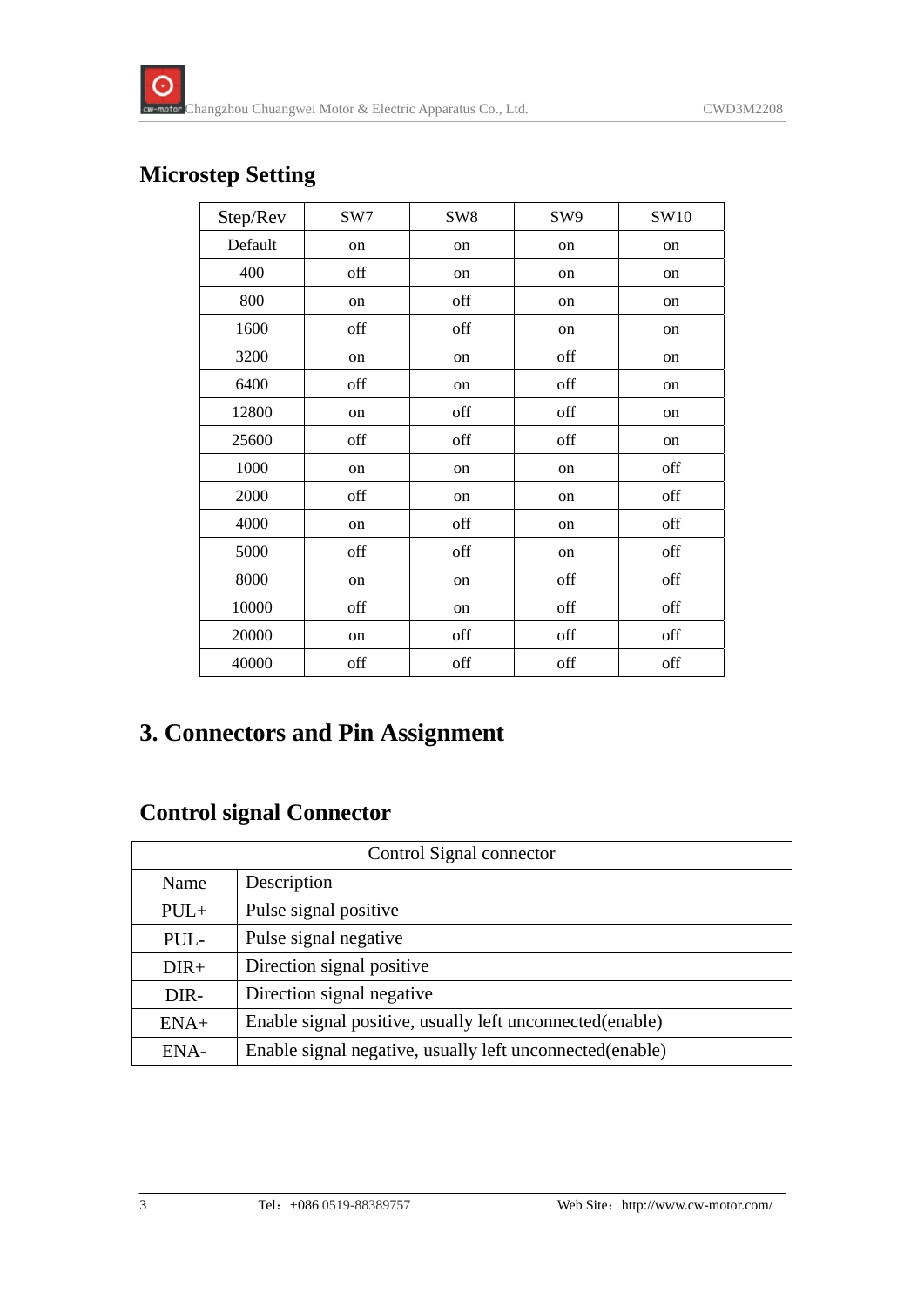## Microstep Setting

| Step/Rev | SW7 | SW8 | SW9 | SW10 |
|---|---|---|---|---|
| Default | on | on | on | on |
| 400 | off | on | on | on |
| 800 | on | off | on | on |
| 1600 | off | off | on | on |
| 3200 | on | on | off | on |
| 6400 | off | on | off | on |
| 12800 | on | off | off | on |
| 25600 | off | off | off | on |
| 1000 | on | on | on | off |
| 2000 | off | on | on | off |
| 4000 | on | off | on | off |
| 5000 | off | off | on | off |
| 8000 | on | on | off | off |
| 10000 | off | on | off | off |
| 20000 | on | off | off | off |
| 40000 | off | off | off | off |

# 3. Connectors and Pin Assignment

## Control signal Connector

| Control Signal connector | |
|---|---|
| Name | Description |
| PUL+ | Pulse signal positive |
| PUL- | Pulse signal negative |
| DIR+ | Direction signal positive |
| DIR- | Direction signal negative |
| ENA+ | Enable signal positive, usually left unconnected(enable) |
| ENA- | Enable signal negative, usually left unconnected(enable) |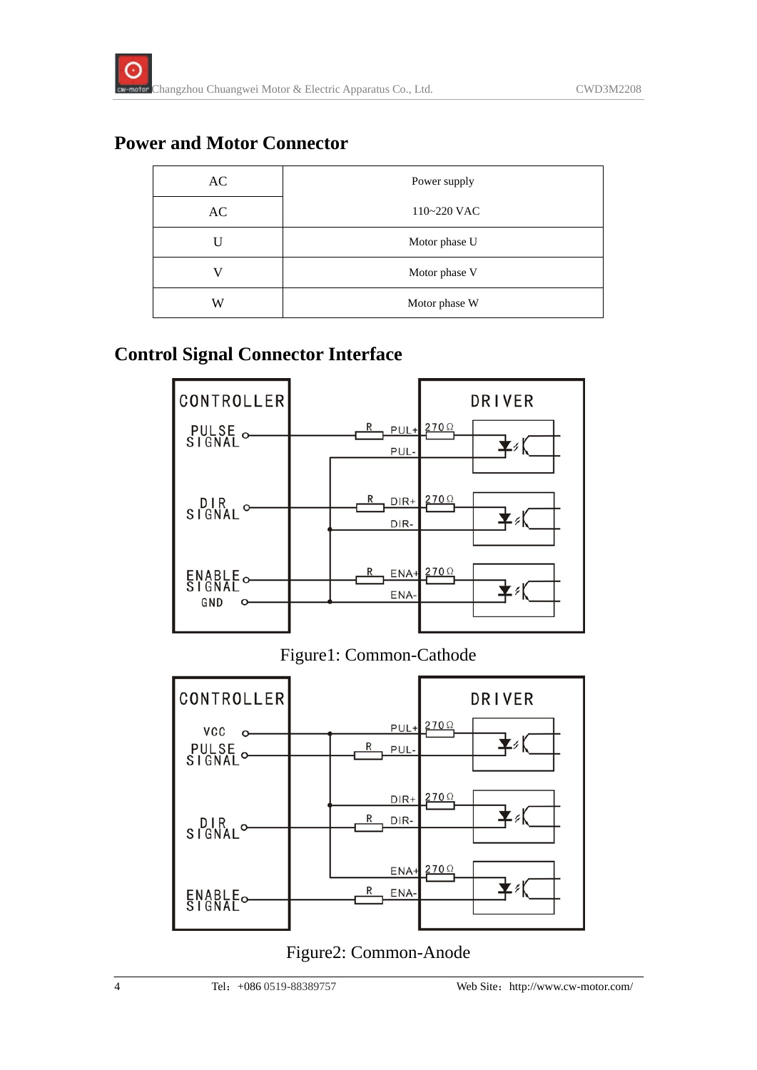## Power and Motor Connector

| | |
|---|---|
| AC | Power supply |
| AC | 110~220 VAC |
| U | Motor phase U |
| V | Motor phase V |
| W | Motor phase W |

## Control Signal Connector Interface

Figure1: Common-Cathode

Figure2: Common-Anode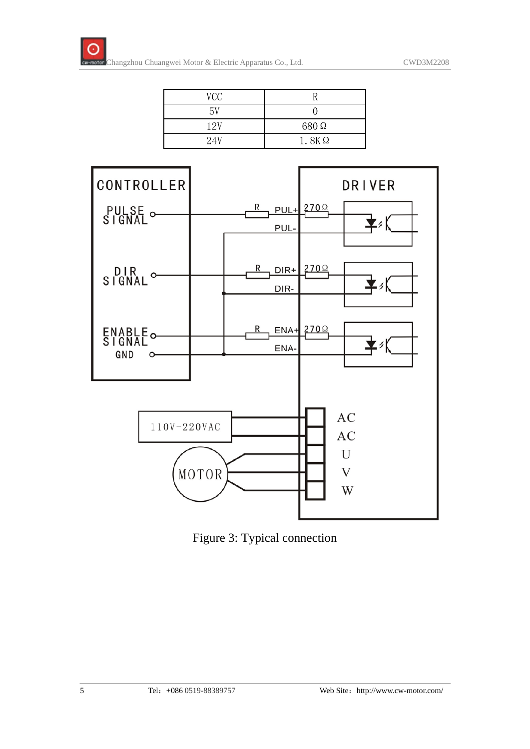| VCC | R |
| --- | --- |
| 5V | 0 |
| 12V | 680Ω |
| 24V | 1.8KΩ |

Figure 3: Typical connection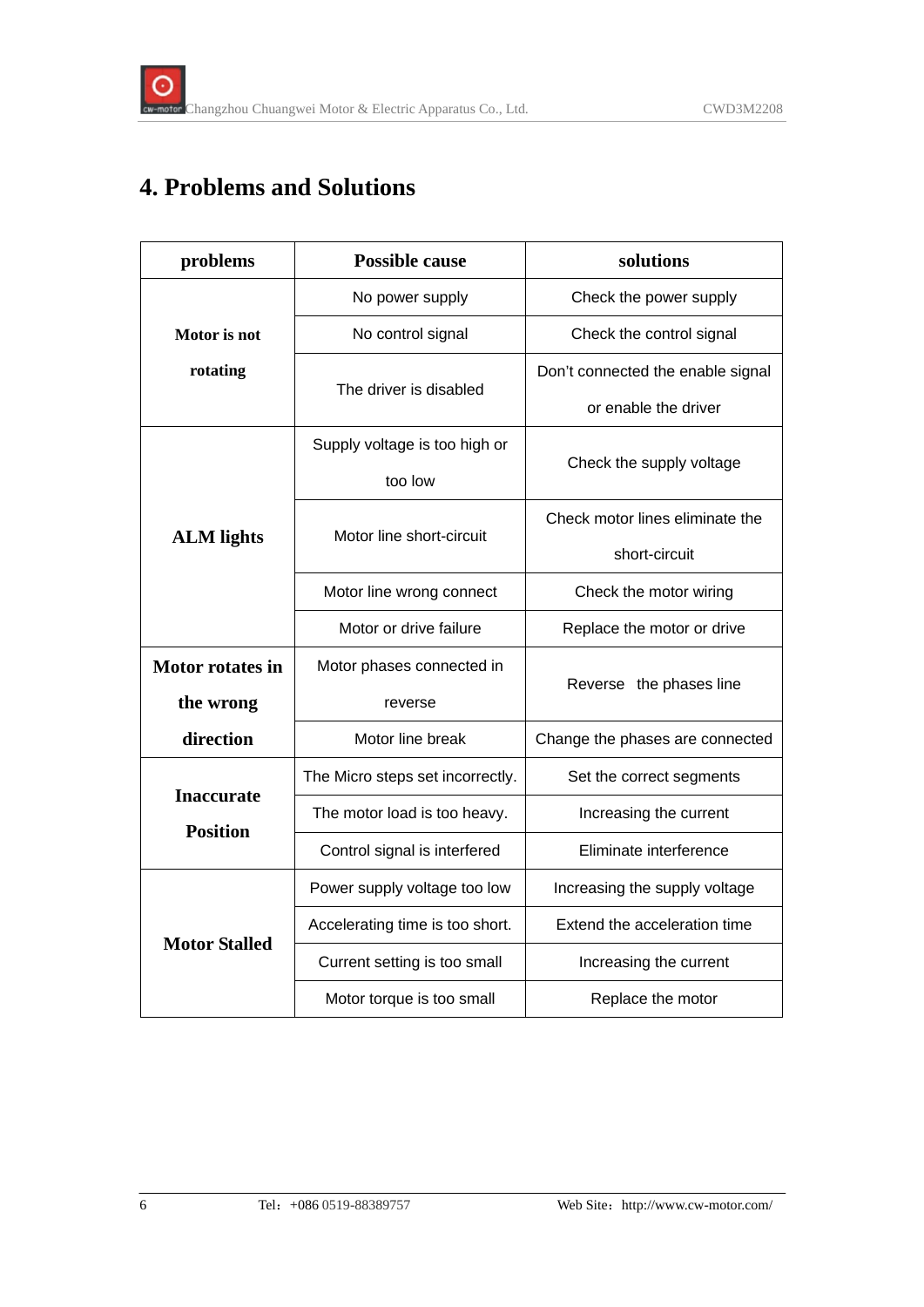# 4. Problems and Solutions

| problems | Possible cause | solutions |
|---|---|---|
| Motor is not rotating | No power supply | Check the power supply |
| | No control signal | Check the control signal |
| | The driver is disabled | Don't connected the enable signal or enable the driver |
| ALM lights | Supply voltage is too high or too low | Check the supply voltage |
| | Motor line short-circuit | Check motor lines eliminate the short-circuit |
| | Motor line wrong connect | Check the motor wiring |
| | Motor or drive failure | Replace the motor or drive |
| Motor rotates in the wrong direction | Motor phases connected in reverse | Reverse the phases line |
| | Motor line break | Change the phases are connected |
| Inaccurate Position | The Micro steps set incorrectly. | Set the correct segments |
| | The motor load is too heavy. | Increasing the current |
| | Control signal is interfered | Eliminate interference |
| Motor Stalled | Power supply voltage too low | Increasing the supply voltage |
| | Accelerating time is too short. | Extend the acceleration time |
| | Current setting is too small | Increasing the current |
| | Motor torque is too small | Replace the motor |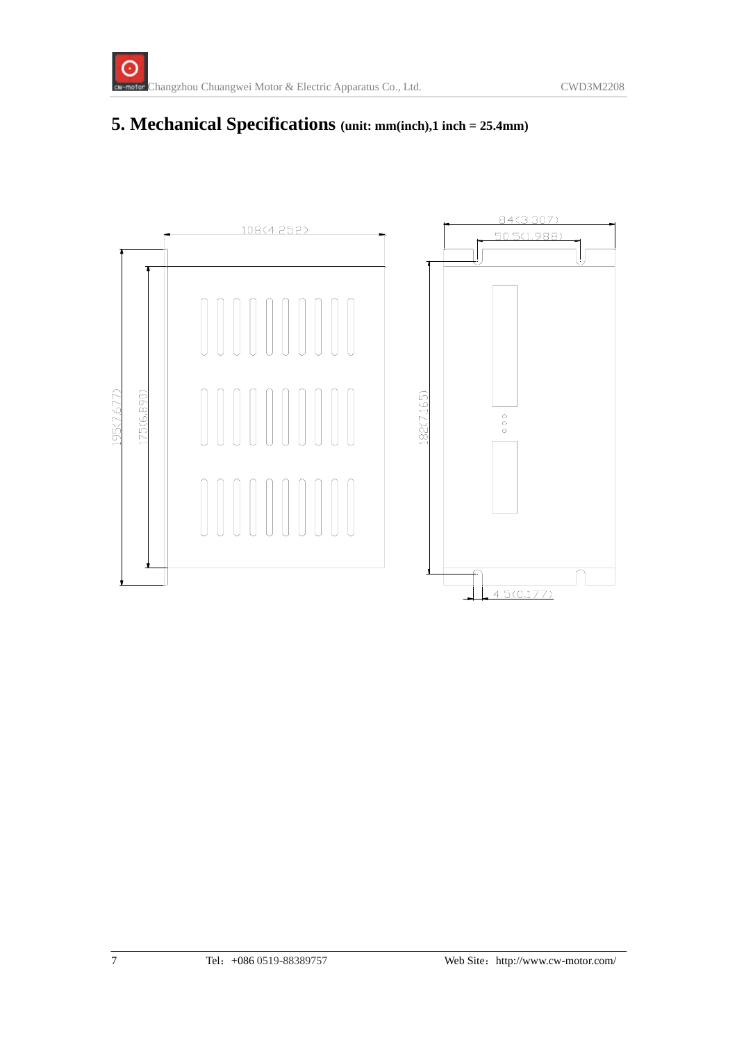# 5. Mechanical Specifications (unit: mm(inch),1 inch = 25.4mm)

108(4.252)

84(3.307)

50.5(1.988)

195(7.677)

175(6.890)

182(7.165)

4.5(0.177)